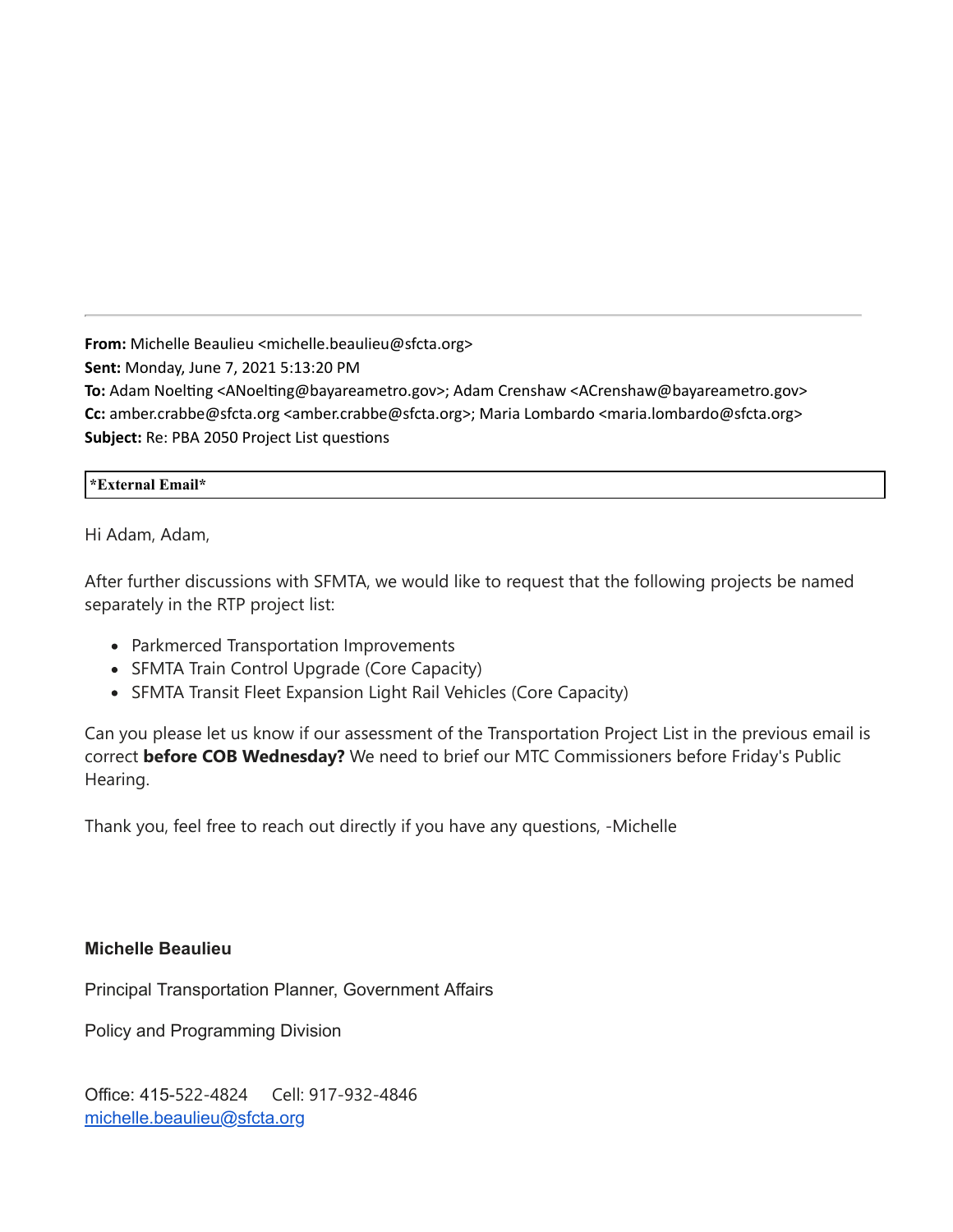---

**From:** Michelle Beaulieu <michelle.beaulieu@sfcta.org>
**Sent:** Monday, June 7, 2021 5:13:20 PM
**To:** Adam Noelting <ANoelting@bayareametro.gov>; Adam Crenshaw <ACrenshaw@bayareametro.gov>
**Cc:** amber.crabbe@sfcta.org <amber.crabbe@sfcta.org>; Maria Lombardo <maria.lombardo@sfcta.org>
**Subject:** Re: PBA 2050 Project List questions

**\*External Email\***

Hi Adam, Adam,

After further discussions with SFMTA, we would like to request that the following projects be named separately in the RTP project list:

- Parkmerced Transportation Improvements
- SFMTA Train Control Upgrade (Core Capacity)
- SFMTA Transit Fleet Expansion Light Rail Vehicles (Core Capacity)

Can you please let us know if our assessment of the Transportation Project List in the previous email is correct **before COB Wednesday?** We need to brief our MTC Commissioners before Friday's Public Hearing.

Thank you, feel free to reach out directly if you have any questions, -Michelle

**Michelle Beaulieu**

Principal Transportation Planner, Government Affairs

Policy and Programming Division

Office: 415-522-4824 Cell: 917-932-4846
michelle.beaulieu@sfcta.org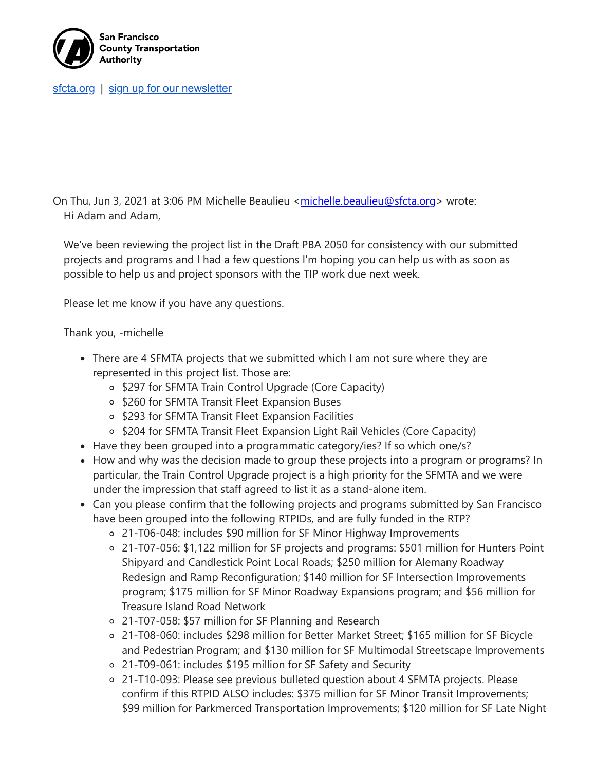**San Francisco County Transportation Authority**

[sfcta.org](sfcta.org) | [sign up for our newsletter]()

On Thu, Jun 3, 2021 at 3:06 PM Michelle Beaulieu <[michelle.beaulieu@sfcta.org](mailto:michelle.beaulieu@sfcta.org)> wrote:

> Hi Adam and Adam,
>
> We've been reviewing the project list in the Draft PBA 2050 for consistency with our submitted projects and programs and I had a few questions I'm hoping you can help us with as soon as possible to help us and project sponsors with the TIP work due next week.
>
> Please let me know if you have any questions.
>
> Thank you, -michelle
>
> - There are 4 SFMTA projects that we submitted which I am not sure where they are represented in this project list. Those are:
>   - $297 for SFMTA Train Control Upgrade (Core Capacity)
>   - $260 for SFMTA Transit Fleet Expansion Buses
>   - $293 for SFMTA Transit Fleet Expansion Facilities
>   - $204 for SFMTA Transit Fleet Expansion Light Rail Vehicles (Core Capacity)
> - Have they been grouped into a programmatic category/ies? If so which one/s?
> - How and why was the decision made to group these projects into a program or programs? In particular, the Train Control Upgrade project is a high priority for the SFMTA and we were under the impression that staff agreed to list it as a stand-alone item.
> - Can you please confirm that the following projects and programs submitted by San Francisco have been grouped into the following RTPIDs, and are fully funded in the RTP?
>   - 21-T06-048: includes $90 million for SF Minor Highway Improvements
>   - 21-T07-056: $1,122 million for SF projects and programs: $501 million for Hunters Point Shipyard and Candlestick Point Local Roads; $250 million for Alemany Roadway Redesign and Ramp Reconfiguration; $140 million for SF Intersection Improvements program; $175 million for SF Minor Roadway Expansions program; and $56 million for Treasure Island Road Network
>   - 21-T07-058: $57 million for SF Planning and Research
>   - 21-T08-060: includes $298 million for Better Market Street; $165 million for SF Bicycle and Pedestrian Program; and $130 million for SF Multimodal Streetscape Improvements
>   - 21-T09-061: includes $195 million for SF Safety and Security
>   - 21-T10-093: Please see previous bulleted question about 4 SFMTA projects. Please confirm if this RTPID ALSO includes: $375 million for SF Minor Transit Improvements; $99 million for Parkmerced Transportation Improvements; $120 million for SF Late Night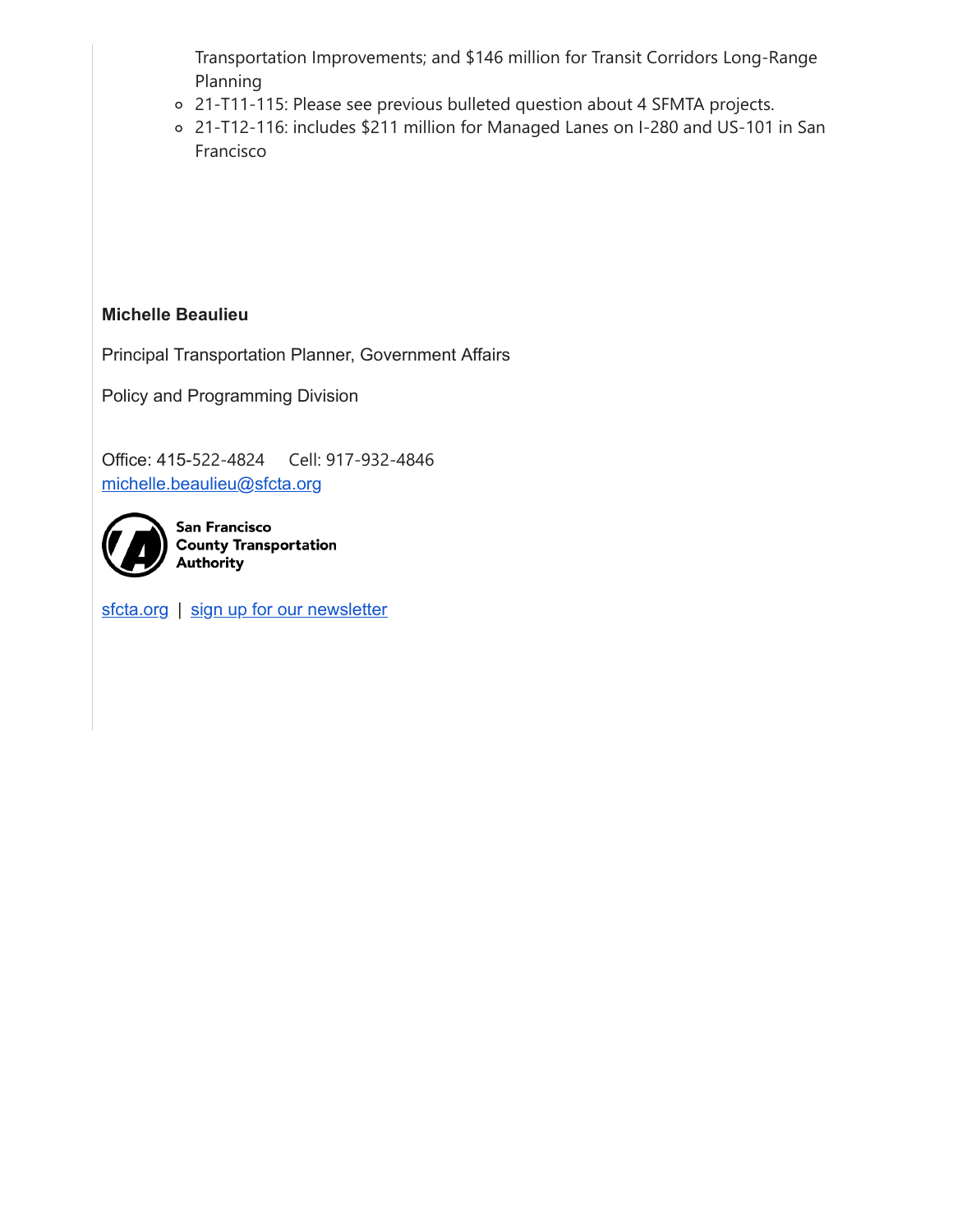Transportation Improvements; and $146 million for Transit Corridors Long-Range Planning

- 21-T11-115: Please see previous bulleted question about 4 SFMTA projects.
- 21-T12-116: includes $211 million for Managed Lanes on I-280 and US-101 in San Francisco

**Michelle Beaulieu**

Principal Transportation Planner, Government Affairs

Policy and Programming Division

Office: 415-522-4824 Cell: 917-932-4846
michelle.beaulieu@sfcta.org

San Francisco County Transportation Authority

sfcta.org | sign up for our newsletter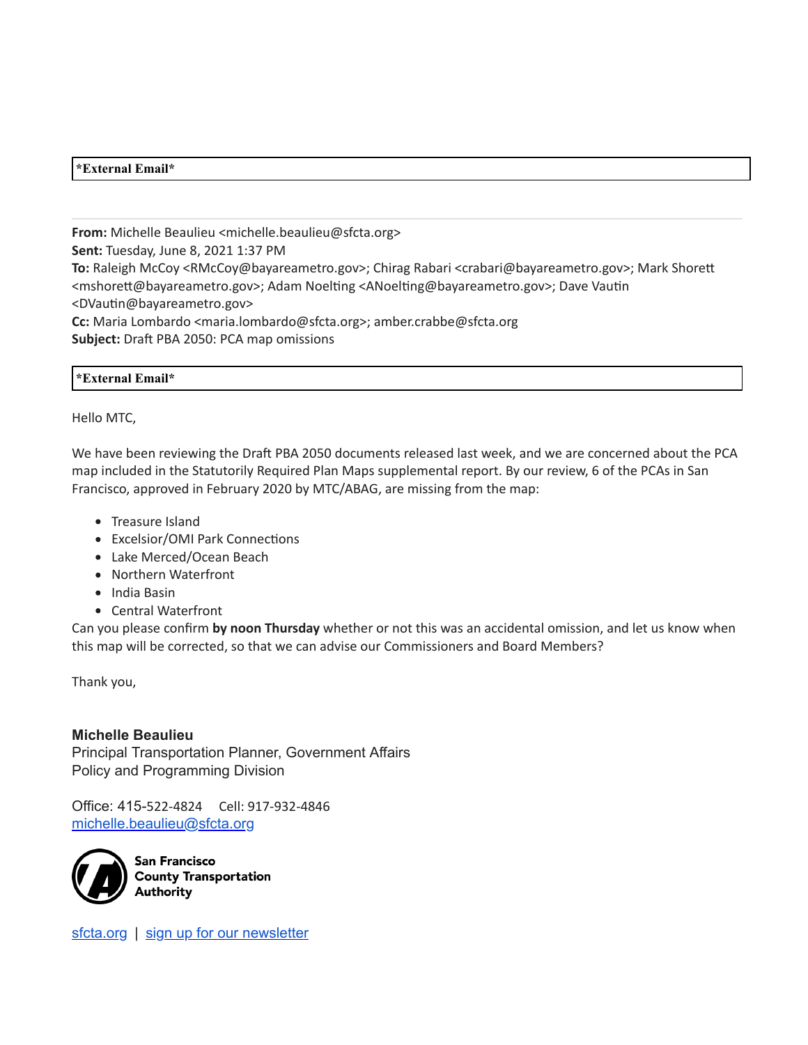**\*External Email\***

**From:** Michelle Beaulieu <michelle.beaulieu@sfcta.org>
**Sent:** Tuesday, June 8, 2021 1:37 PM
**To:** Raleigh McCoy <RMcCoy@bayareametro.gov>; Chirag Rabari <crabari@bayareametro.gov>; Mark Shorett <mshorett@bayareametro.gov>; Adam Noelting <ANoelting@bayareametro.gov>; Dave Vautin <DVautin@bayareametro.gov>
**Cc:** Maria Lombardo <maria.lombardo@sfcta.org>; amber.crabbe@sfcta.org
**Subject:** Draft PBA 2050: PCA map omissions

**\*External Email\***

Hello MTC,

We have been reviewing the Draft PBA 2050 documents released last week, and we are concerned about the PCA map included in the Statutorily Required Plan Maps supplemental report. By our review, 6 of the PCAs in San Francisco, approved in February 2020 by MTC/ABAG, are missing from the map:

- Treasure Island
- Excelsior/OMI Park Connections
- Lake Merced/Ocean Beach
- Northern Waterfront
- India Basin
- Central Waterfront

Can you please confirm **by noon Thursday** whether or not this was an accidental omission, and let us know when this map will be corrected, so that we can advise our Commissioners and Board Members?

Thank you,

**Michelle Beaulieu**
Principal Transportation Planner, Government Affairs
Policy and Programming Division

Office: 415-522-4824 Cell: 917-932-4846
michelle.beaulieu@sfcta.org

**San Francisco County Transportation Authority**

sfcta.org | sign up for our newsletter